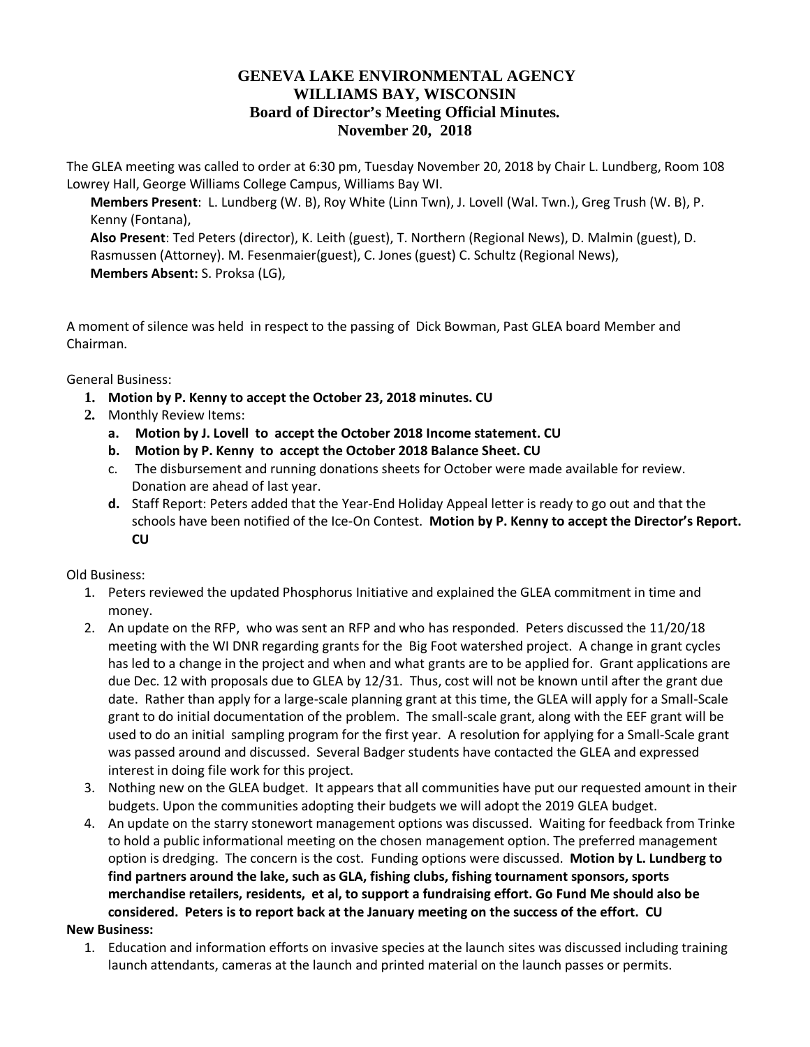# GENEVA LAKE ENVIRONMENTAL AGENCY
# WILLIAMS BAY, WISCONSIN
## Board of Director's Meeting Official Minutes.
## November 20, 2018

The GLEA meeting was called to order at 6:30 pm, Tuesday November 20, 2018 by Chair L. Lundberg, Room 108 Lowrey Hall, George Williams College Campus, Williams Bay WI.

**Members Present**: L. Lundberg (W. B), Roy White (Linn Twn), J. Lovell (Wal. Twn.), Greg Trush (W. B), P. Kenny (Fontana),

**Also Present**: Ted Peters (director), K. Leith (guest), T. Northern (Regional News), D. Malmin (guest), D. Rasmussen (Attorney). M. Fesenmaier(guest), C. Jones (guest) C. Schultz (Regional News),

**Members Absent:** S. Proksa (LG),

A moment of silence was held in respect to the passing of Dick Bowman, Past GLEA board Member and Chairman.

General Business:

1. **Motion by P. Kenny to accept the October 23, 2018 minutes. CU**
2. Monthly Review Items:
   a. **Motion by J. Lovell to accept the October 2018 Income statement. CU**
   b. **Motion by P. Kenny to accept the October 2018 Balance Sheet. CU**
   c. The disbursement and running donations sheets for October were made available for review. Donation are ahead of last year.
   d. Staff Report: Peters added that the Year-End Holiday Appeal letter is ready to go out and that the schools have been notified of the Ice-On Contest. **Motion by P. Kenny to accept the Director's Report. CU**

Old Business:

1. Peters reviewed the updated Phosphorus Initiative and explained the GLEA commitment in time and money.
2. An update on the RFP, who was sent an RFP and who has responded. Peters discussed the 11/20/18 meeting with the WI DNR regarding grants for the Big Foot watershed project. A change in grant cycles has led to a change in the project and when and what grants are to be applied for. Grant applications are due Dec. 12 with proposals due to GLEA by 12/31. Thus, cost will not be known until after the grant due date. Rather than apply for a large-scale planning grant at this time, the GLEA will apply for a Small-Scale grant to do initial documentation of the problem. The small-scale grant, along with the EEF grant will be used to do an initial sampling program for the first year. A resolution for applying for a Small-Scale grant was passed around and discussed. Several Badger students have contacted the GLEA and expressed interest in doing file work for this project.
3. Nothing new on the GLEA budget. It appears that all communities have put our requested amount in their budgets. Upon the communities adopting their budgets we will adopt the 2019 GLEA budget.
4. An update on the starry stonewort management options was discussed. Waiting for feedback from Trinke to hold a public informational meeting on the chosen management option. The preferred management option is dredging. The concern is the cost. Funding options were discussed. **Motion by L. Lundberg to find partners around the lake, such as GLA, fishing clubs, fishing tournament sponsors, sports merchandise retailers, residents, et al, to support a fundraising effort. Go Fund Me should also be considered. Peters is to report back at the January meeting on the success of the effort. CU**

**New Business:**

1. Education and information efforts on invasive species at the launch sites was discussed including training launch attendants, cameras at the launch and printed material on the launch passes or permits.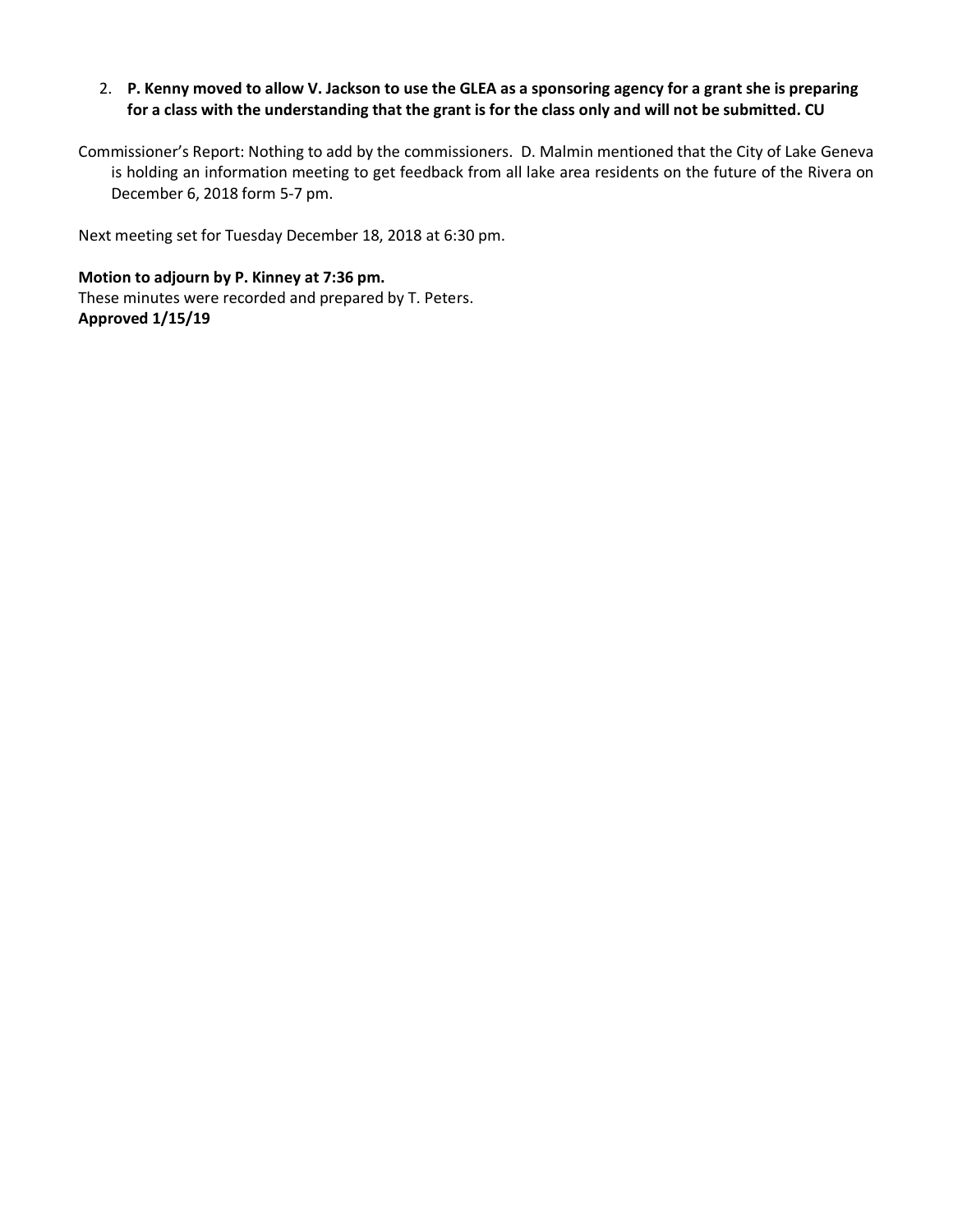2. **P. Kenny moved to allow V. Jackson to use the GLEA as a sponsoring agency for a grant she is preparing for a class with the understanding that the grant is for the class only and will not be submitted. CU**

Commissioner's Report: Nothing to add by the commissioners. D. Malmin mentioned that the City of Lake Geneva is holding an information meeting to get feedback from all lake area residents on the future of the Rivera on December 6, 2018 form 5-7 pm.

Next meeting set for Tuesday December 18, 2018 at 6:30 pm.

**Motion to adjourn by P. Kinney at 7:36 pm.**
These minutes were recorded and prepared by T. Peters.
**Approved 1/15/19**